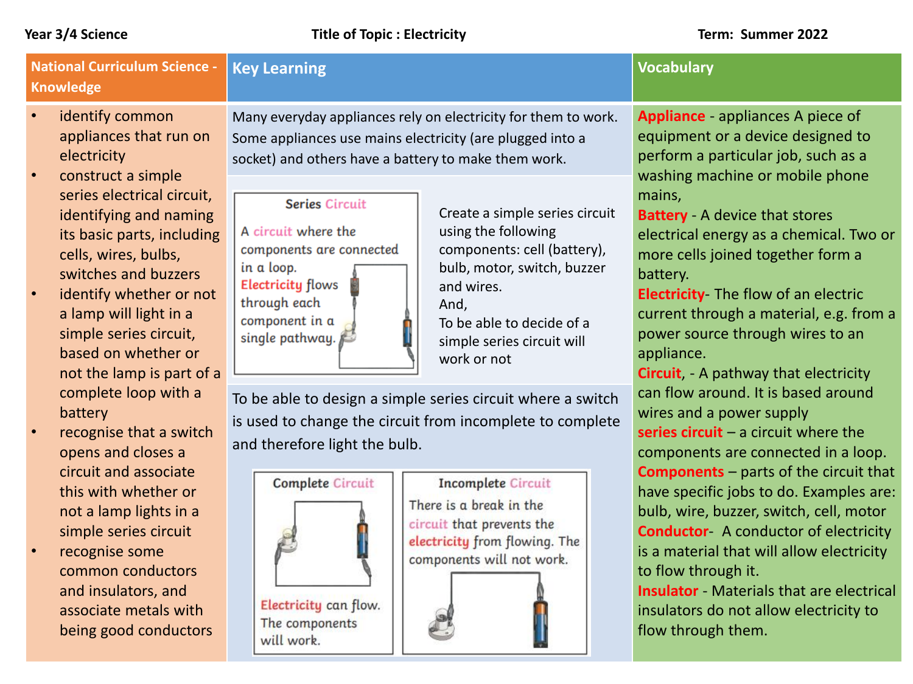**Year 3/4 Science** | **Title of Topic : Electricity** | **Term: Summer 2022**

## National Curriculum Science - Knowledge

- identify common appliances that run on electricity
- construct a simple series electrical circuit, identifying and naming its basic parts, including cells, wires, bulbs, switches and buzzers
- identify whether or not a lamp will light in a simple series circuit, based on whether or not the lamp is part of a complete loop with a battery
- recognise that a switch opens and closes a circuit and associate this with whether or not a lamp lights in a simple series circuit
- recognise some common conductors and insulators, and associate metals with being good conductors

## Key Learning

Many everyday appliances rely on electricity for them to work. Some appliances use mains electricity (are plugged into a socket) and others have a battery to make them work.

**Series Circuit**

A circuit where the components are connected in a loop. Electricity flows through each component in a single pathway.

Create a simple series circuit using the following components: cell (battery), bulb, motor, switch, buzzer and wires.
And,
To be able to decide of a simple series circuit will work or not

To be able to design a simple series circuit where a switch is used to change the circuit from incomplete to complete and therefore light the bulb.

**Complete Circuit**

Electricity can flow. The components will work.

**Incomplete Circuit**

There is a break in the circuit that prevents the electricity from flowing. The components will not work.

## Vocabulary

**Appliance** - appliances A piece of equipment or a device designed to perform a particular job, such as a washing machine or mobile phone mains,

**Battery** - A device that stores electrical energy as a chemical. Two or more cells joined together form a battery.

**Electricity**- The flow of an electric current through a material, e.g. from a power source through wires to an appliance.

**Circuit**, - A pathway that electricity can flow around. It is based around wires and a power supply

**series circuit** – a circuit where the components are connected in a loop.

**Components** – parts of the circuit that have specific jobs to do. Examples are: bulb, wire, buzzer, switch, cell, motor

**Conductor**- A conductor of electricity is a material that will allow electricity to flow through it.

**Insulator** - Materials that are electrical insulators do not allow electricity to flow through them.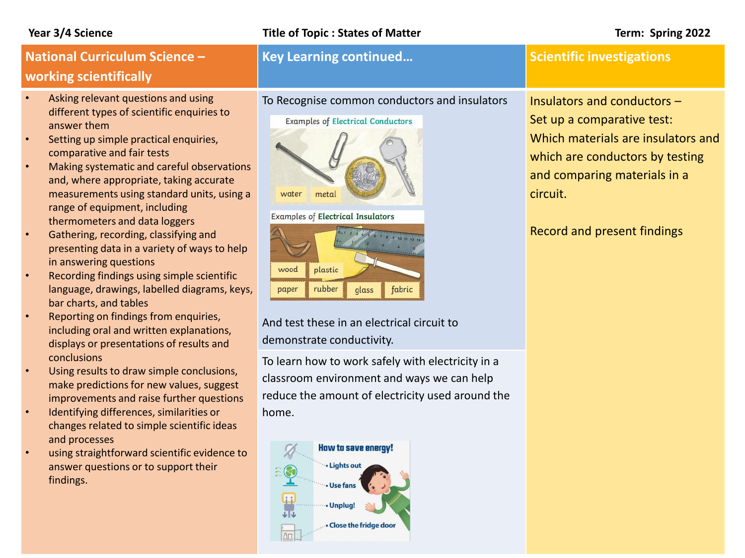**Year 3/4 Science** | **Title of Topic : States of Matter** | **Term: Spring 2022**

## National Curriculum Science – working scientifically

- Asking relevant questions and using different types of scientific enquiries to answer them
- Setting up simple practical enquiries, comparative and fair tests
- Making systematic and careful observations and, where appropriate, taking accurate measurements using standard units, using a range of equipment, including thermometers and data loggers
- Gathering, recording, classifying and presenting data in a variety of ways to help in answering questions
- Recording findings using simple scientific language, drawings, labelled diagrams, keys, bar charts, and tables
- Reporting on findings from enquiries, including oral and written explanations, displays or presentations of results and conclusions
- Using results to draw simple conclusions, make predictions for new values, suggest improvements and raise further questions
- Identifying differences, similarities or changes related to simple scientific ideas and processes
- using straightforward scientific evidence to answer questions or to support their findings.

## Key Learning continued…

To Recognise common conductors and insulators

Examples of Electrical Conductors

water, metal

Examples of Electrical Insulators

wood, plastic, paper, rubber, glass, fabric

And test these in an electrical circuit to demonstrate conductivity.

To learn how to work safely with electricity in a classroom environment and ways we can help reduce the amount of electricity used around the home.

How to save energy!

- Lights out
- Use fans
- Unplug!
- Close the fridge door

## Scientific investigations

Insulators and conductors – Set up a comparative test: Which materials are insulators and which are conductors by testing and comparing materials in a circuit.

Record and present findings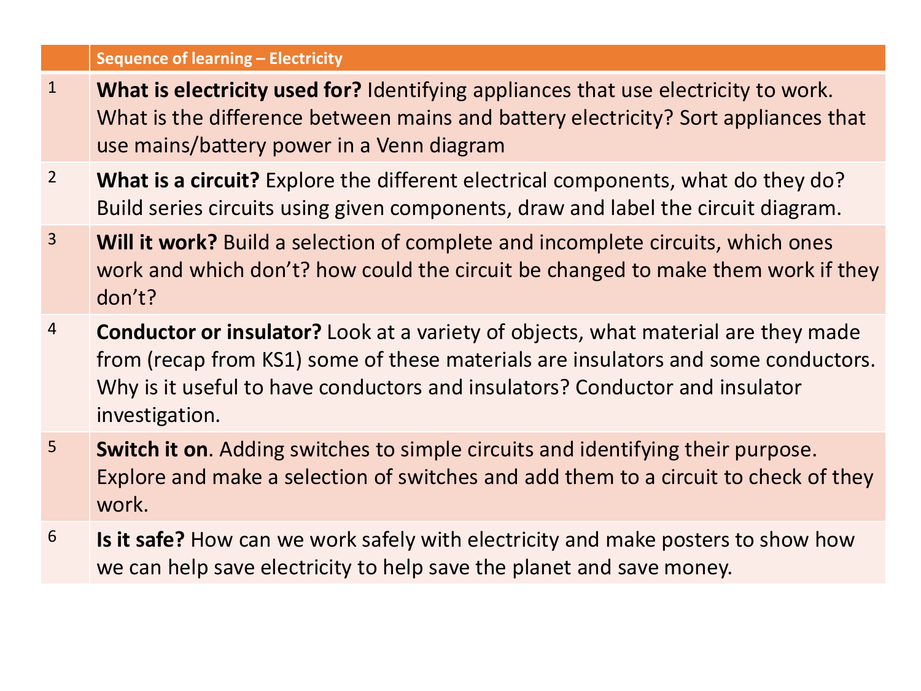| | Sequence of learning – Electricity |
|---|---|
| 1 | **What is electricity used for?** Identifying appliances that use electricity to work. What is the difference between mains and battery electricity? Sort appliances that use mains/battery power in a Venn diagram |
| 2 | **What is a circuit?** Explore the different electrical components, what do they do? Build series circuits using given components, draw and label the circuit diagram. |
| 3 | **Will it work?** Build a selection of complete and incomplete circuits, which ones work and which don't? how could the circuit be changed to make them work if they don't? |
| 4 | **Conductor or insulator?** Look at a variety of objects, what material are they made from (recap from KS1) some of these materials are insulators and some conductors. Why is it useful to have conductors and insulators? Conductor and insulator investigation. |
| 5 | **Switch it on**. Adding switches to simple circuits and identifying their purpose. Explore and make a selection of switches and add them to a circuit to check of they work. |
| 6 | **Is it safe?** How can we work safely with electricity and make posters to show how we can help save electricity to help save the planet and save money. |